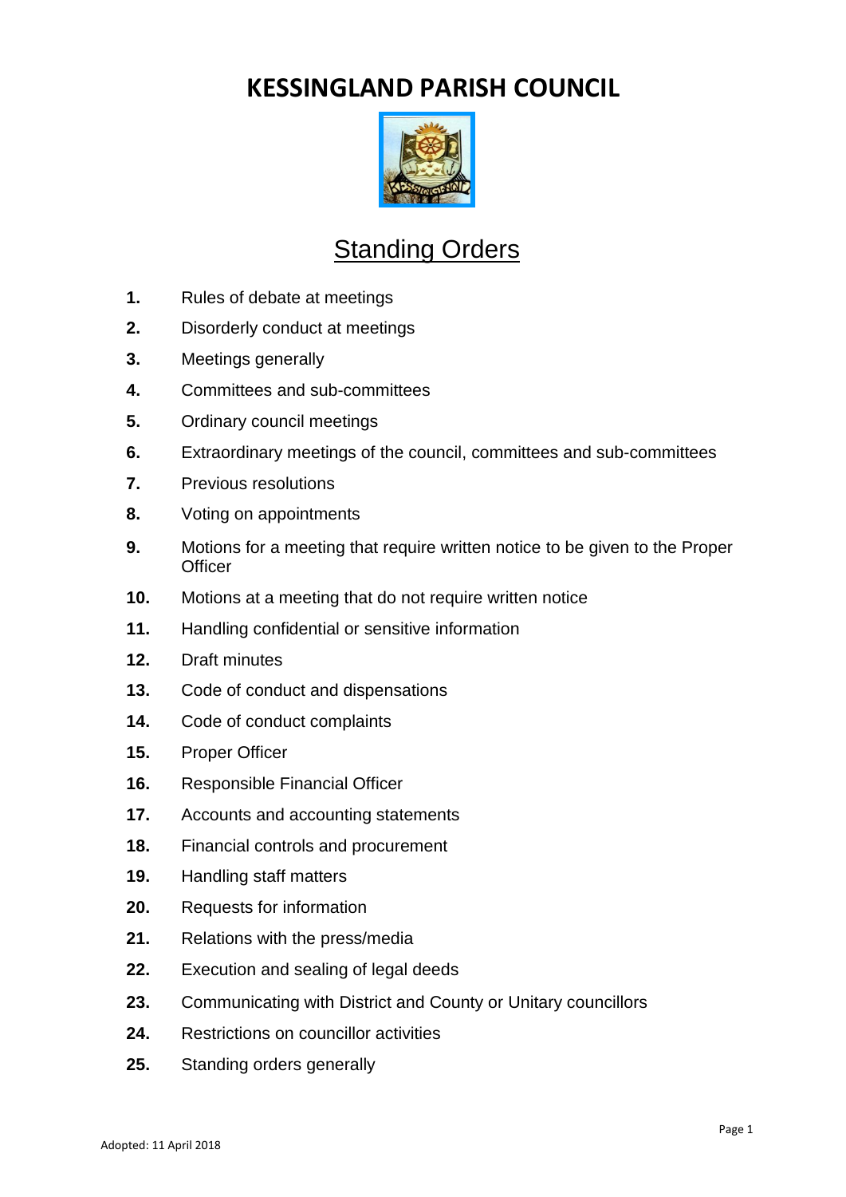# KESSINGLAND PARISH COUNCIL

## Standing Orders

1. Rules of debate at meetings
2. Disorderly conduct at meetings
3. Meetings generally
4. Committees and sub-committees
5. Ordinary council meetings
6. Extraordinary meetings of the council, committees and sub-committees
7. Previous resolutions
8. Voting on appointments
9. Motions for a meeting that require written notice to be given to the Proper Officer
10. Motions at a meeting that do not require written notice
11. Handling confidential or sensitive information
12. Draft minutes
13. Code of conduct and dispensations
14. Code of conduct complaints
15. Proper Officer
16. Responsible Financial Officer
17. Accounts and accounting statements
18. Financial controls and procurement
19. Handling staff matters
20. Requests for information
21. Relations with the press/media
22. Execution and sealing of legal deeds
23. Communicating with District and County or Unitary councillors
24. Restrictions on councillor activities
25. Standing orders generally

Adopted: 11 April 2018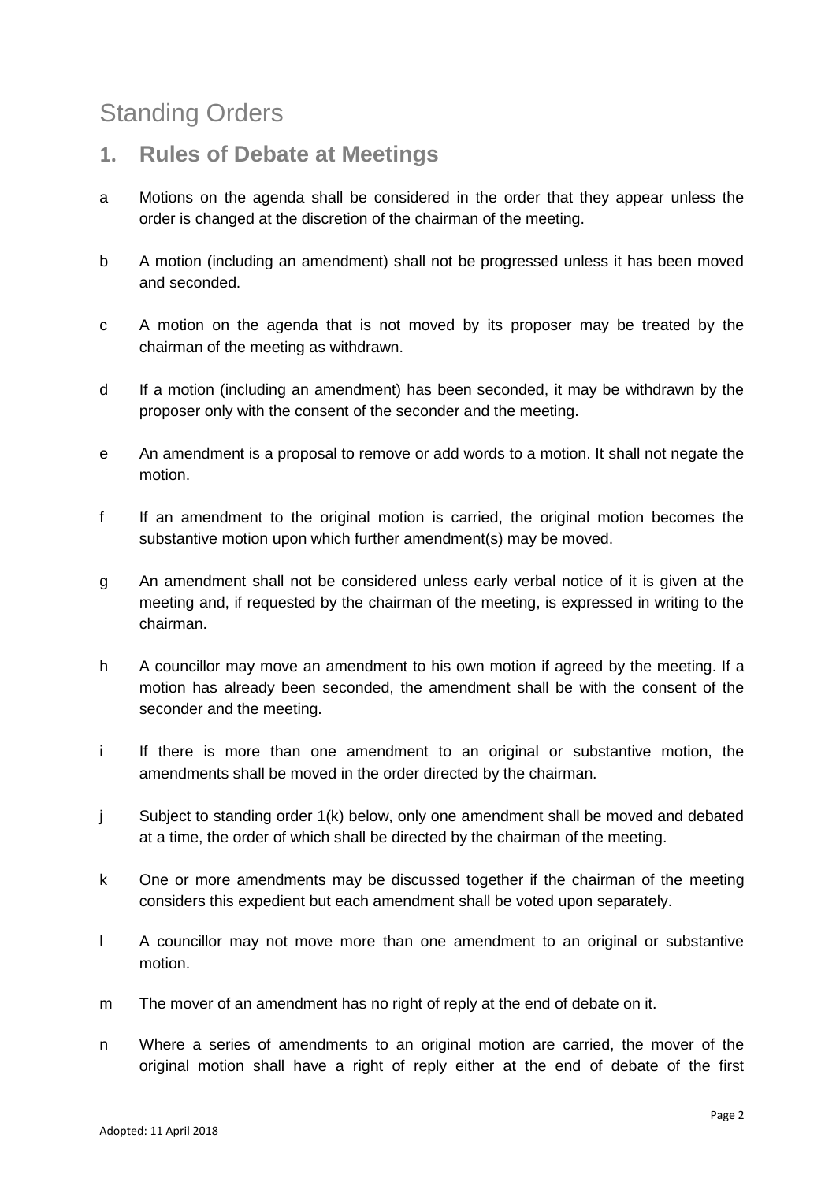# Standing Orders

## 1. Rules of Debate at Meetings

a Motions on the agenda shall be considered in the order that they appear unless the order is changed at the discretion of the chairman of the meeting.

b A motion (including an amendment) shall not be progressed unless it has been moved and seconded.

c A motion on the agenda that is not moved by its proposer may be treated by the chairman of the meeting as withdrawn.

d If a motion (including an amendment) has been seconded, it may be withdrawn by the proposer only with the consent of the seconder and the meeting.

e An amendment is a proposal to remove or add words to a motion. It shall not negate the motion.

f If an amendment to the original motion is carried, the original motion becomes the substantive motion upon which further amendment(s) may be moved.

g An amendment shall not be considered unless early verbal notice of it is given at the meeting and, if requested by the chairman of the meeting, is expressed in writing to the chairman.

h A councillor may move an amendment to his own motion if agreed by the meeting. If a motion has already been seconded, the amendment shall be with the consent of the seconder and the meeting.

i If there is more than one amendment to an original or substantive motion, the amendments shall be moved in the order directed by the chairman.

j Subject to standing order 1(k) below, only one amendment shall be moved and debated at a time, the order of which shall be directed by the chairman of the meeting.

k One or more amendments may be discussed together if the chairman of the meeting considers this expedient but each amendment shall be voted upon separately.

l A councillor may not move more than one amendment to an original or substantive motion.

m The mover of an amendment has no right of reply at the end of debate on it.

n Where a series of amendments to an original motion are carried, the mover of the original motion shall have a right of reply either at the end of debate of the first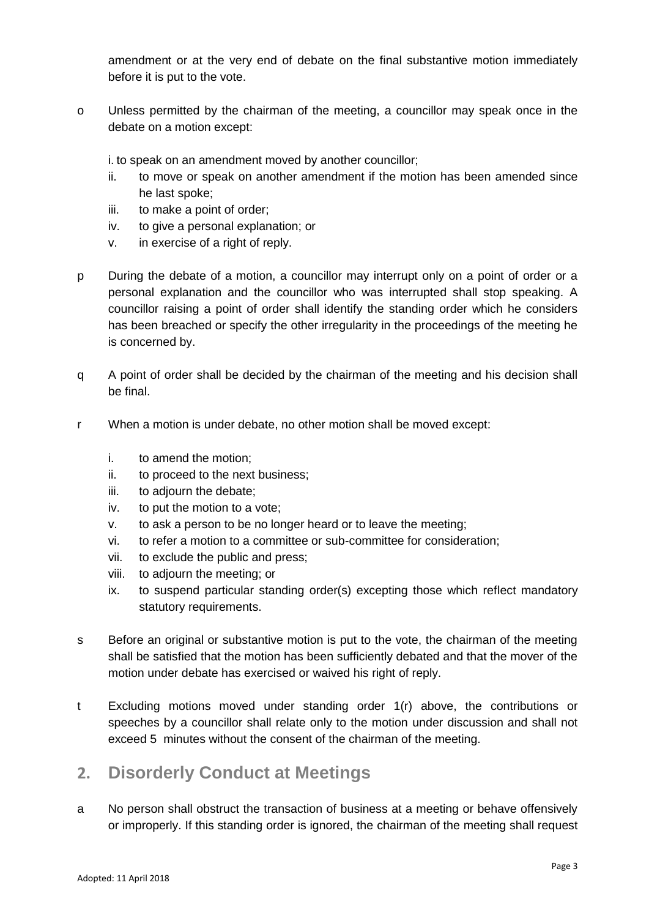amendment or at the very end of debate on the final substantive motion immediately before it is put to the vote.

o Unless permitted by the chairman of the meeting, a councillor may speak once in the debate on a motion except:

   i. to speak on an amendment moved by another councillor;
   ii. to move or speak on another amendment if the motion has been amended since he last spoke;
   iii. to make a point of order;
   iv. to give a personal explanation; or
   v. in exercise of a right of reply.

p During the debate of a motion, a councillor may interrupt only on a point of order or a personal explanation and the councillor who was interrupted shall stop speaking. A councillor raising a point of order shall identify the standing order which he considers has been breached or specify the other irregularity in the proceedings of the meeting he is concerned by.

q A point of order shall be decided by the chairman of the meeting and his decision shall be final.

r When a motion is under debate, no other motion shall be moved except:

   i. to amend the motion;
   ii. to proceed to the next business;
   iii. to adjourn the debate;
   iv. to put the motion to a vote;
   v. to ask a person to be no longer heard or to leave the meeting;
   vi. to refer a motion to a committee or sub-committee for consideration;
   vii. to exclude the public and press;
   viii. to adjourn the meeting; or
   ix. to suspend particular standing order(s) excepting those which reflect mandatory statutory requirements.

s Before an original or substantive motion is put to the vote, the chairman of the meeting shall be satisfied that the motion has been sufficiently debated and that the mover of the motion under debate has exercised or waived his right of reply.

t Excluding motions moved under standing order 1(r) above, the contributions or speeches by a councillor shall relate only to the motion under discussion and shall not exceed 5 minutes without the consent of the chairman of the meeting.

## 2. Disorderly Conduct at Meetings

a No person shall obstruct the transaction of business at a meeting or behave offensively or improperly. If this standing order is ignored, the chairman of the meeting shall request

Adopted: 11 April 2018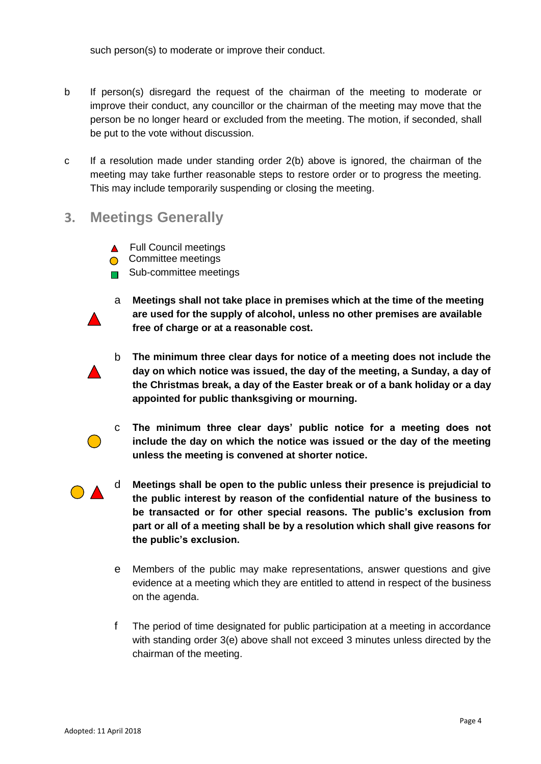such person(s) to moderate or improve their conduct.

b If person(s) disregard the request of the chairman of the meeting to moderate or improve their conduct, any councillor or the chairman of the meeting may move that the person be no longer heard or excluded from the meeting. The motion, if seconded, shall be put to the vote without discussion.

c If a resolution made under standing order 2(b) above is ignored, the chairman of the meeting may take further reasonable steps to restore order or to progress the meeting. This may include temporarily suspending or closing the meeting.

## 3. Meetings Generally

▲ Full Council meetings
● Committee meetings
■ Sub-committee meetings

▲ a **Meetings shall not take place in premises which at the time of the meeting are used for the supply of alcohol, unless no other premises are available free of charge or at a reasonable cost.**

▲ b **The minimum three clear days for notice of a meeting does not include the day on which notice was issued, the day of the meeting, a Sunday, a day of the Christmas break, a day of the Easter break or of a bank holiday or a day appointed for public thanksgiving or mourning.**

● c **The minimum three clear days' public notice for a meeting does not include the day on which the notice was issued or the day of the meeting unless the meeting is convened at shorter notice.**

● ▲ d **Meetings shall be open to the public unless their presence is prejudicial to the public interest by reason of the confidential nature of the business to be transacted or for other special reasons. The public's exclusion from part or all of a meeting shall be by a resolution which shall give reasons for the public's exclusion.**

e Members of the public may make representations, answer questions and give evidence at a meeting which they are entitled to attend in respect of the business on the agenda.

f The period of time designated for public participation at a meeting in accordance with standing order 3(e) above shall not exceed 3 minutes unless directed by the chairman of the meeting.

Adopted: 11 April 2018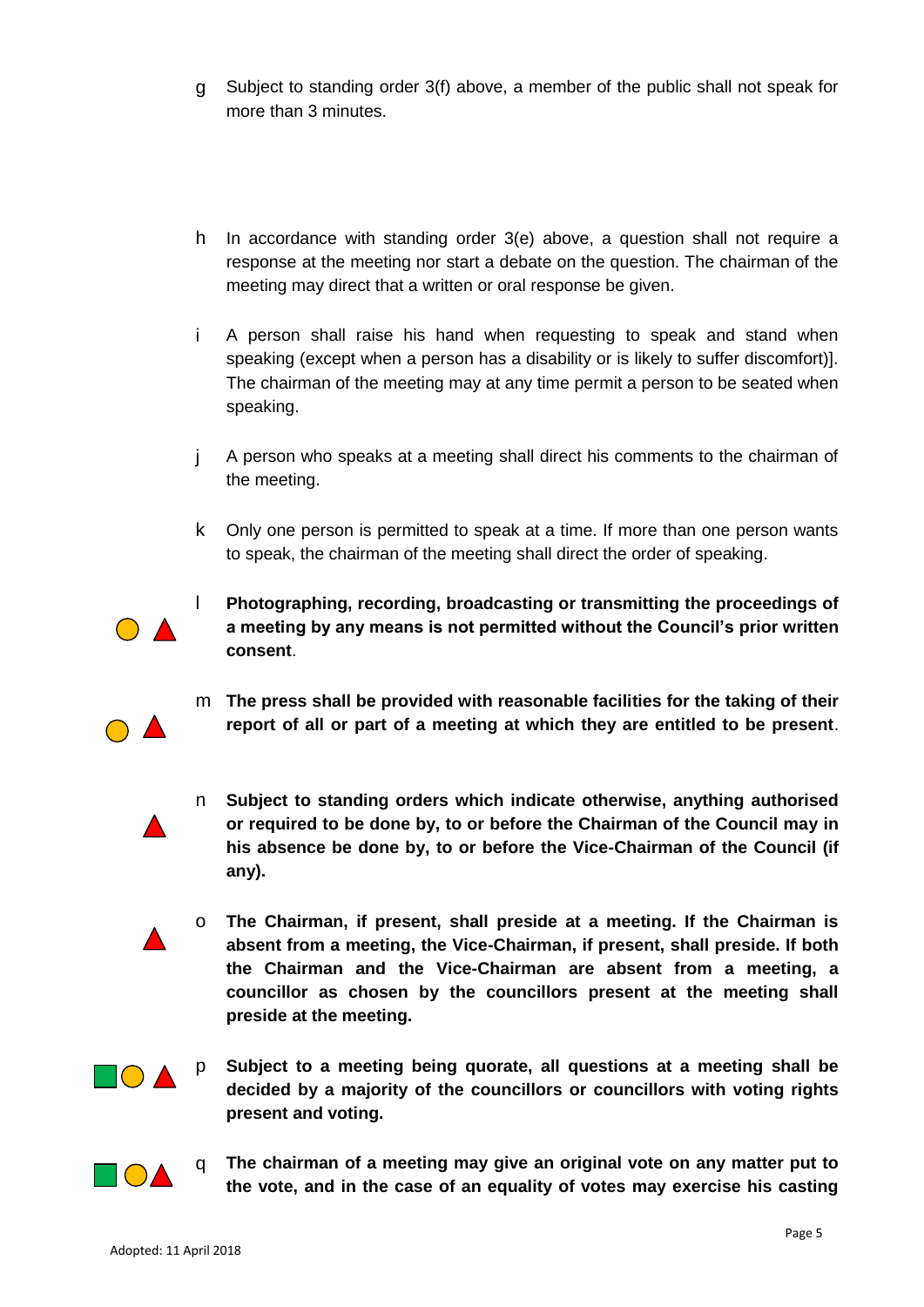g Subject to standing order 3(f) above, a member of the public shall not speak for more than 3 minutes.

h In accordance with standing order 3(e) above, a question shall not require a response at the meeting nor start a debate on the question. The chairman of the meeting may direct that a written or oral response be given.

i A person shall raise his hand when requesting to speak and stand when speaking (except when a person has a disability or is likely to suffer discomfort)]. The chairman of the meeting may at any time permit a person to be seated when speaking.

j A person who speaks at a meeting shall direct his comments to the chairman of the meeting.

k Only one person is permitted to speak at a time. If more than one person wants to speak, the chairman of the meeting shall direct the order of speaking.

l **Photographing, recording, broadcasting or transmitting the proceedings of a meeting by any means is not permitted without the Council's prior written consent**.

m **The press shall be provided with reasonable facilities for the taking of their report of all or part of a meeting at which they are entitled to be present**.

n **Subject to standing orders which indicate otherwise, anything authorised or required to be done by, to or before the Chairman of the Council may in his absence be done by, to or before the Vice-Chairman of the Council (if any).**

o **The Chairman, if present, shall preside at a meeting. If the Chairman is absent from a meeting, the Vice-Chairman, if present, shall preside. If both the Chairman and the Vice-Chairman are absent from a meeting, a councillor as chosen by the councillors present at the meeting shall preside at the meeting.**

p **Subject to a meeting being quorate, all questions at a meeting shall be decided by a majority of the councillors or councillors with voting rights present and voting.**

q **The chairman of a meeting may give an original vote on any matter put to the vote, and in the case of an equality of votes may exercise his casting**

Adopted: 11 April 2018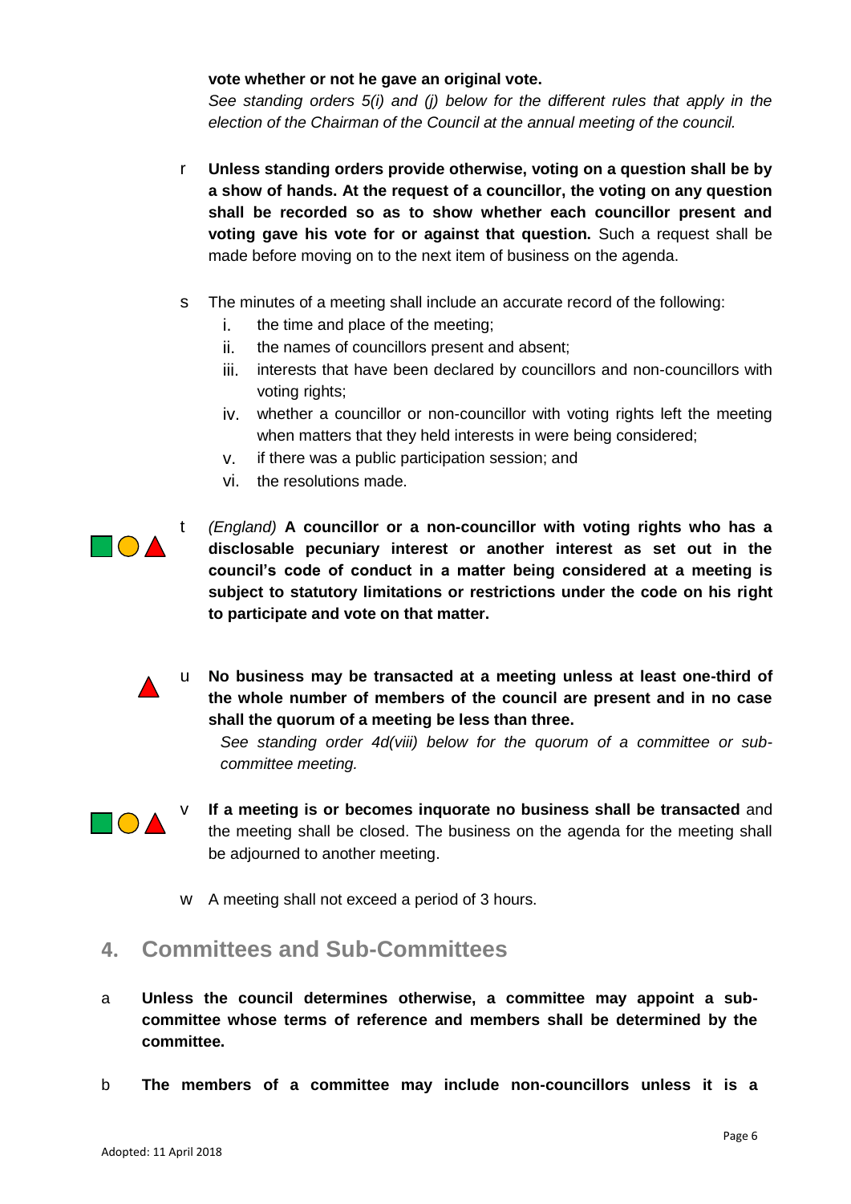**vote whether or not he gave an original vote.**

*See standing orders 5(i) and (j) below for the different rules that apply in the election of the Chairman of the Council at the annual meeting of the council.*

r **Unless standing orders provide otherwise, voting on a question shall be by a show of hands. At the request of a councillor, the voting on any question shall be recorded so as to show whether each councillor present and voting gave his vote for or against that question.** Such a request shall be made before moving on to the next item of business on the agenda.

s The minutes of a meeting shall include an accurate record of the following:

i. the time and place of the meeting;
ii. the names of councillors present and absent;
iii. interests that have been declared by councillors and non-councillors with voting rights;
iv. whether a councillor or non-councillor with voting rights left the meeting when matters that they held interests in were being considered;
v. if there was a public participation session; and
vi. the resolutions made.

t *(England)* **A councillor or a non-councillor with voting rights who has a disclosable pecuniary interest or another interest as set out in the council's code of conduct in a matter being considered at a meeting is subject to statutory limitations or restrictions under the code on his right to participate and vote on that matter.**

u **No business may be transacted at a meeting unless at least one-third of the whole number of members of the council are present and in no case shall the quorum of a meeting be less than three.**

*See standing order 4d(viii) below for the quorum of a committee or sub-committee meeting.*

v **If a meeting is or becomes inquorate no business shall be transacted** and the meeting shall be closed. The business on the agenda for the meeting shall be adjourned to another meeting.

w A meeting shall not exceed a period of 3 hours.

## 4. Committees and Sub-Committees

a **Unless the council determines otherwise, a committee may appoint a sub-committee whose terms of reference and members shall be determined by the committee.**

b **The members of a committee may include non-councillors unless it is a**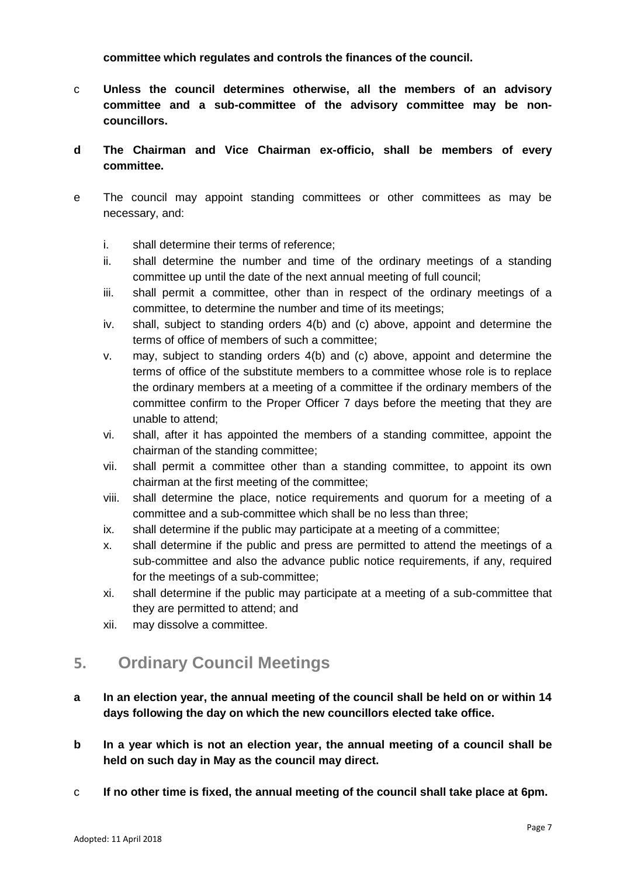**committee which regulates and controls the finances of the council.**

c **Unless the council determines otherwise, all the members of an advisory committee and a sub-committee of the advisory committee may be non-councillors.**

**d The Chairman and Vice Chairman ex-officio, shall be members of every committee.**

e The council may appoint standing committees or other committees as may be necessary, and:

i. shall determine their terms of reference;
ii. shall determine the number and time of the ordinary meetings of a standing committee up until the date of the next annual meeting of full council;
iii. shall permit a committee, other than in respect of the ordinary meetings of a committee, to determine the number and time of its meetings;
iv. shall, subject to standing orders 4(b) and (c) above, appoint and determine the terms of office of members of such a committee;
v. may, subject to standing orders 4(b) and (c) above, appoint and determine the terms of office of the substitute members to a committee whose role is to replace the ordinary members at a meeting of a committee if the ordinary members of the committee confirm to the Proper Officer 7 days before the meeting that they are unable to attend;
vi. shall, after it has appointed the members of a standing committee, appoint the chairman of the standing committee;
vii. shall permit a committee other than a standing committee, to appoint its own chairman at the first meeting of the committee;
viii. shall determine the place, notice requirements and quorum for a meeting of a committee and a sub-committee which shall be no less than three;
ix. shall determine if the public may participate at a meeting of a committee;
x. shall determine if the public and press are permitted to attend the meetings of a sub-committee and also the advance public notice requirements, if any, required for the meetings of a sub-committee;
xi. shall determine if the public may participate at a meeting of a sub-committee that they are permitted to attend; and
xii. may dissolve a committee.

## 5. Ordinary Council Meetings

**a In an election year, the annual meeting of the council shall be held on or within 14 days following the day on which the new councillors elected take office.**

**b In a year which is not an election year, the annual meeting of a council shall be held on such day in May as the council may direct.**

c **If no other time is fixed, the annual meeting of the council shall take place at 6pm.**

Adopted: 11 April 2018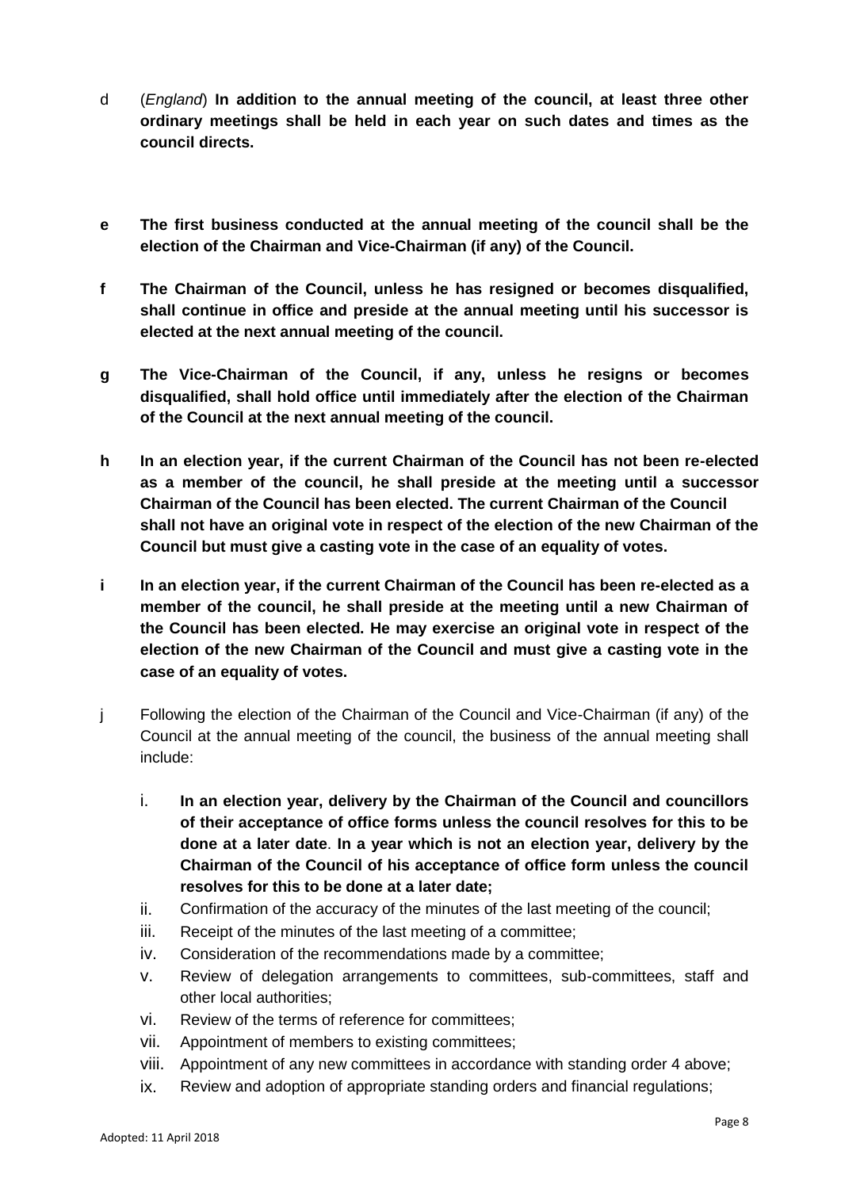d (*England*) **In addition to the annual meeting of the council, at least three other ordinary meetings shall be held in each year on such dates and times as the council directs.**

**e The first business conducted at the annual meeting of the council shall be the election of the Chairman and Vice-Chairman (if any) of the Council.**

**f The Chairman of the Council, unless he has resigned or becomes disqualified, shall continue in office and preside at the annual meeting until his successor is elected at the next annual meeting of the council.**

**g The Vice-Chairman of the Council, if any, unless he resigns or becomes disqualified, shall hold office until immediately after the election of the Chairman of the Council at the next annual meeting of the council.**

**h In an election year, if the current Chairman of the Council has not been re-elected as a member of the council, he shall preside at the meeting until a successor Chairman of the Council has been elected. The current Chairman of the Council shall not have an original vote in respect of the election of the new Chairman of the Council but must give a casting vote in the case of an equality of votes.**

**i In an election year, if the current Chairman of the Council has been re-elected as a member of the council, he shall preside at the meeting until a new Chairman of the Council has been elected. He may exercise an original vote in respect of the election of the new Chairman of the Council and must give a casting vote in the case of an equality of votes.**

j Following the election of the Chairman of the Council and Vice-Chairman (if any) of the Council at the annual meeting of the council, the business of the annual meeting shall include:

i. **In an election year, delivery by the Chairman of the Council and councillors of their acceptance of office forms unless the council resolves for this to be done at a later date**. **In a year which is not an election year, delivery by the Chairman of the Council of his acceptance of office form unless the council resolves for this to be done at a later date;**

ii. Confirmation of the accuracy of the minutes of the last meeting of the council;

iii. Receipt of the minutes of the last meeting of a committee;

iv. Consideration of the recommendations made by a committee;

v. Review of delegation arrangements to committees, sub-committees, staff and other local authorities;

vi. Review of the terms of reference for committees;

vii. Appointment of members to existing committees;

viii. Appointment of any new committees in accordance with standing order 4 above;

ix. Review and adoption of appropriate standing orders and financial regulations;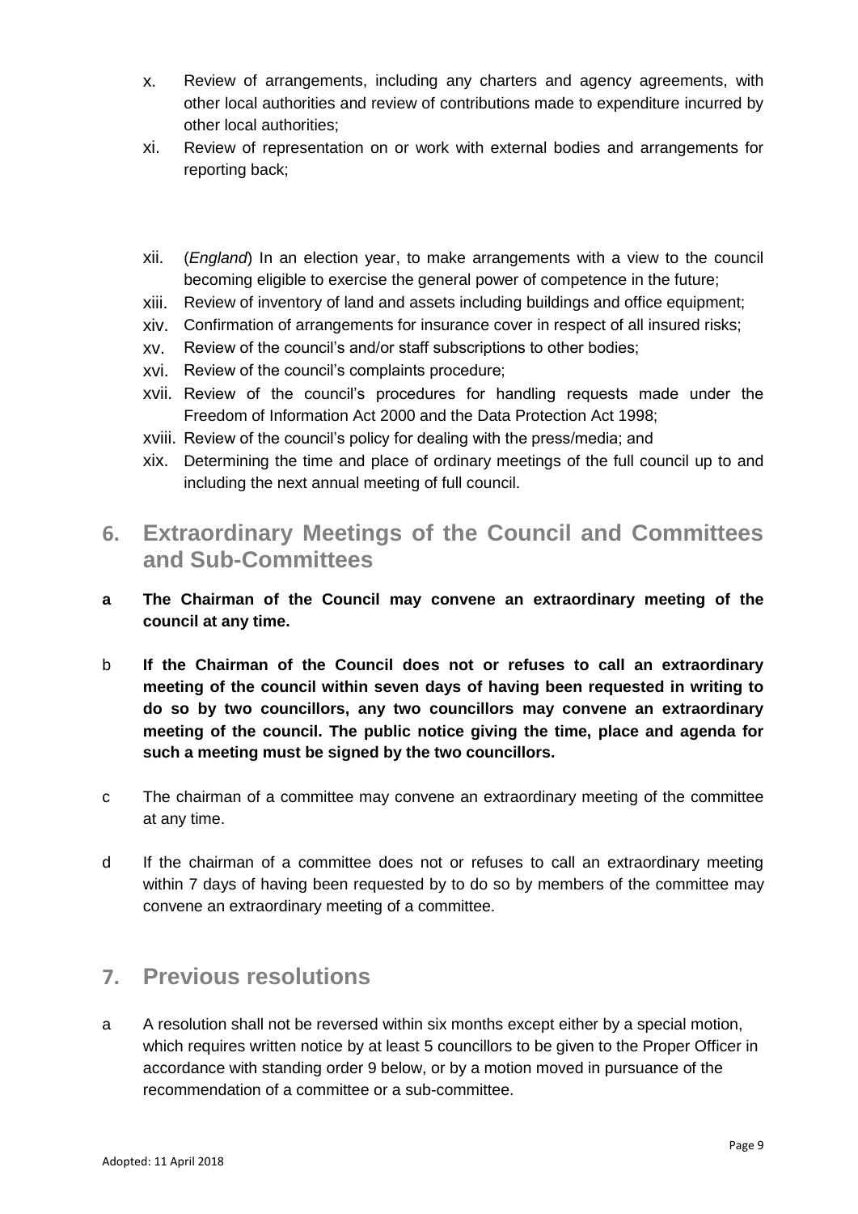x. Review of arrangements, including any charters and agency agreements, with other local authorities and review of contributions made to expenditure incurred by other local authorities;

xi. Review of representation on or work with external bodies and arrangements for reporting back;

xii. (*England*) In an election year, to make arrangements with a view to the council becoming eligible to exercise the general power of competence in the future;

xiii. Review of inventory of land and assets including buildings and office equipment;

xiv. Confirmation of arrangements for insurance cover in respect of all insured risks;

xv. Review of the council's and/or staff subscriptions to other bodies;

xvi. Review of the council's complaints procedure;

xvii. Review of the council's procedures for handling requests made under the Freedom of Information Act 2000 and the Data Protection Act 1998;

xviii. Review of the council's policy for dealing with the press/media; and

xix. Determining the time and place of ordinary meetings of the full council up to and including the next annual meeting of full council.

## 6. Extraordinary Meetings of the Council and Committees and Sub-Committees

**a The Chairman of the Council may convene an extraordinary meeting of the council at any time.**

b **If the Chairman of the Council does not or refuses to call an extraordinary meeting of the council within seven days of having been requested in writing to do so by two councillors, any two councillors may convene an extraordinary meeting of the council. The public notice giving the time, place and agenda for such a meeting must be signed by the two councillors.**

c The chairman of a committee may convene an extraordinary meeting of the committee at any time.

d If the chairman of a committee does not or refuses to call an extraordinary meeting within 7 days of having been requested by to do so by members of the committee may convene an extraordinary meeting of a committee.

## 7. Previous resolutions

a A resolution shall not be reversed within six months except either by a special motion, which requires written notice by at least 5 councillors to be given to the Proper Officer in accordance with standing order 9 below, or by a motion moved in pursuance of the recommendation of a committee or a sub-committee.

Adopted: 11 April 2018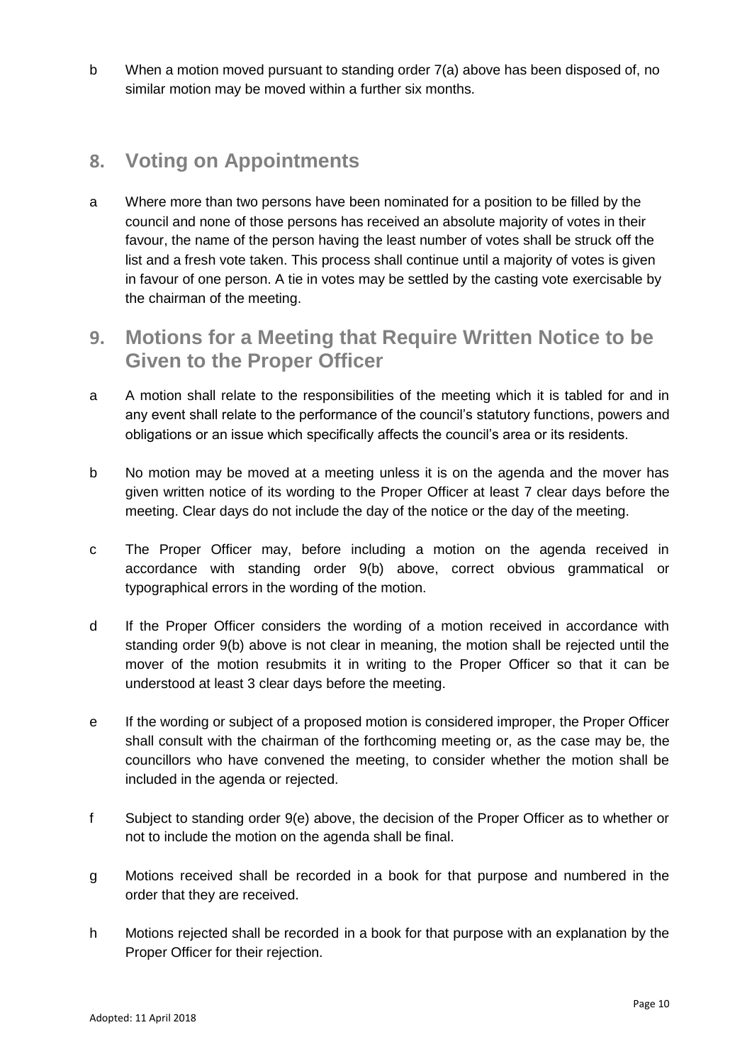b When a motion moved pursuant to standing order 7(a) above has been disposed of, no similar motion may be moved within a further six months.

## 8. Voting on Appointments

a Where more than two persons have been nominated for a position to be filled by the council and none of those persons has received an absolute majority of votes in their favour, the name of the person having the least number of votes shall be struck off the list and a fresh vote taken. This process shall continue until a majority of votes is given in favour of one person. A tie in votes may be settled by the casting vote exercisable by the chairman of the meeting.

## 9. Motions for a Meeting that Require Written Notice to be Given to the Proper Officer

a A motion shall relate to the responsibilities of the meeting which it is tabled for and in any event shall relate to the performance of the council's statutory functions, powers and obligations or an issue which specifically affects the council's area or its residents.

b No motion may be moved at a meeting unless it is on the agenda and the mover has given written notice of its wording to the Proper Officer at least 7 clear days before the meeting. Clear days do not include the day of the notice or the day of the meeting.

c The Proper Officer may, before including a motion on the agenda received in accordance with standing order 9(b) above, correct obvious grammatical or typographical errors in the wording of the motion.

d If the Proper Officer considers the wording of a motion received in accordance with standing order 9(b) above is not clear in meaning, the motion shall be rejected until the mover of the motion resubmits it in writing to the Proper Officer so that it can be understood at least 3 clear days before the meeting.

e If the wording or subject of a proposed motion is considered improper, the Proper Officer shall consult with the chairman of the forthcoming meeting or, as the case may be, the councillors who have convened the meeting, to consider whether the motion shall be included in the agenda or rejected.

f Subject to standing order 9(e) above, the decision of the Proper Officer as to whether or not to include the motion on the agenda shall be final.

g Motions received shall be recorded in a book for that purpose and numbered in the order that they are received.

h Motions rejected shall be recorded in a book for that purpose with an explanation by the Proper Officer for their rejection.

Adopted: 11 April 2018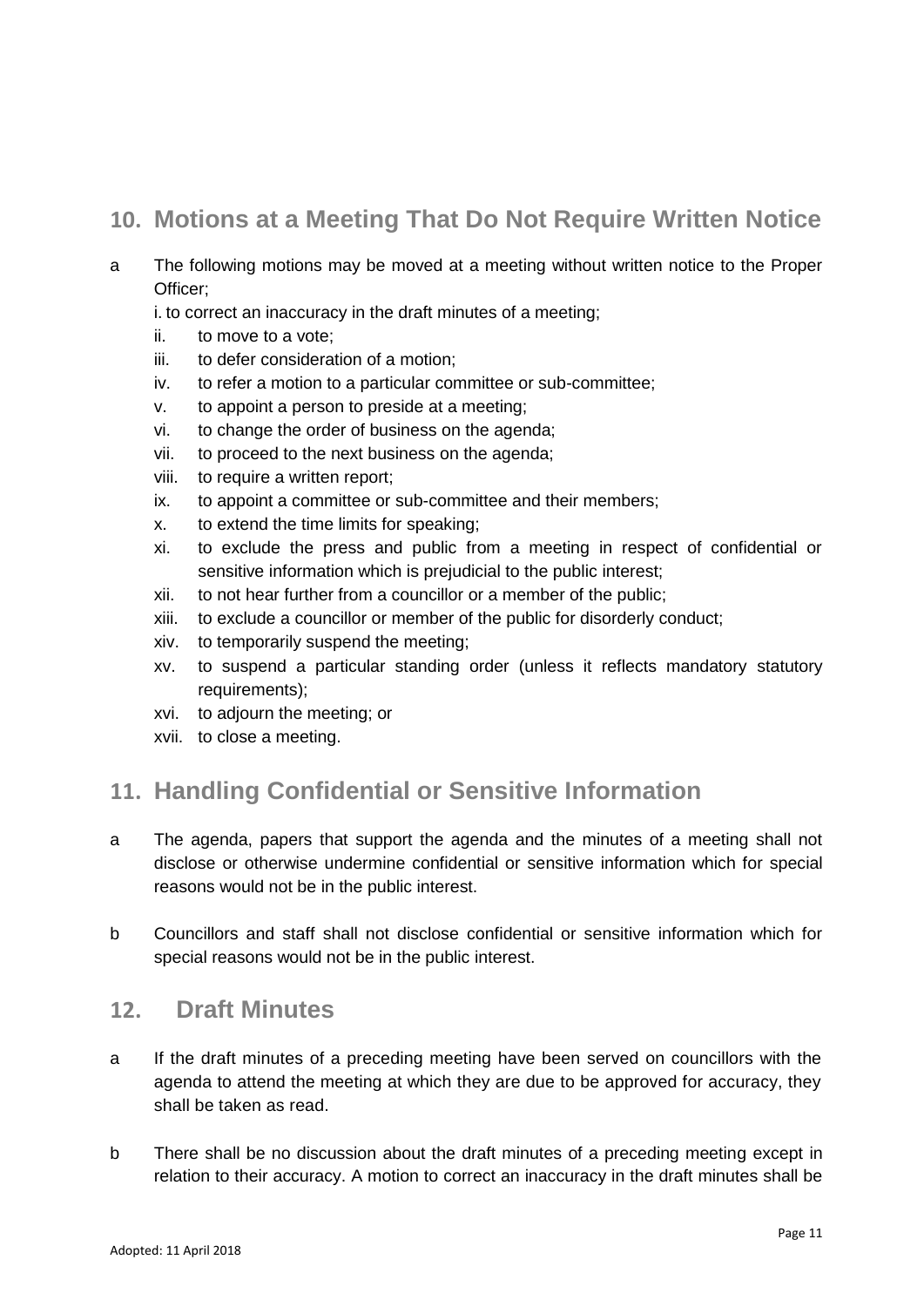## 10. Motions at a Meeting That Do Not Require Written Notice

a The following motions may be moved at a meeting without written notice to the Proper Officer;

i. to correct an inaccuracy in the draft minutes of a meeting;
ii. to move to a vote;
iii. to defer consideration of a motion;
iv. to refer a motion to a particular committee or sub-committee;
v. to appoint a person to preside at a meeting;
vi. to change the order of business on the agenda;
vii. to proceed to the next business on the agenda;
viii. to require a written report;
ix. to appoint a committee or sub-committee and their members;
x. to extend the time limits for speaking;
xi. to exclude the press and public from a meeting in respect of confidential or sensitive information which is prejudicial to the public interest;
xii. to not hear further from a councillor or a member of the public;
xiii. to exclude a councillor or member of the public for disorderly conduct;
xiv. to temporarily suspend the meeting;
xv. to suspend a particular standing order (unless it reflects mandatory statutory requirements);
xvi. to adjourn the meeting; or
xvii. to close a meeting.

## 11. Handling Confidential or Sensitive Information

a The agenda, papers that support the agenda and the minutes of a meeting shall not disclose or otherwise undermine confidential or sensitive information which for special reasons would not be in the public interest.

b Councillors and staff shall not disclose confidential or sensitive information which for special reasons would not be in the public interest.

## 12. Draft Minutes

a If the draft minutes of a preceding meeting have been served on councillors with the agenda to attend the meeting at which they are due to be approved for accuracy, they shall be taken as read.

b There shall be no discussion about the draft minutes of a preceding meeting except in relation to their accuracy. A motion to correct an inaccuracy in the draft minutes shall be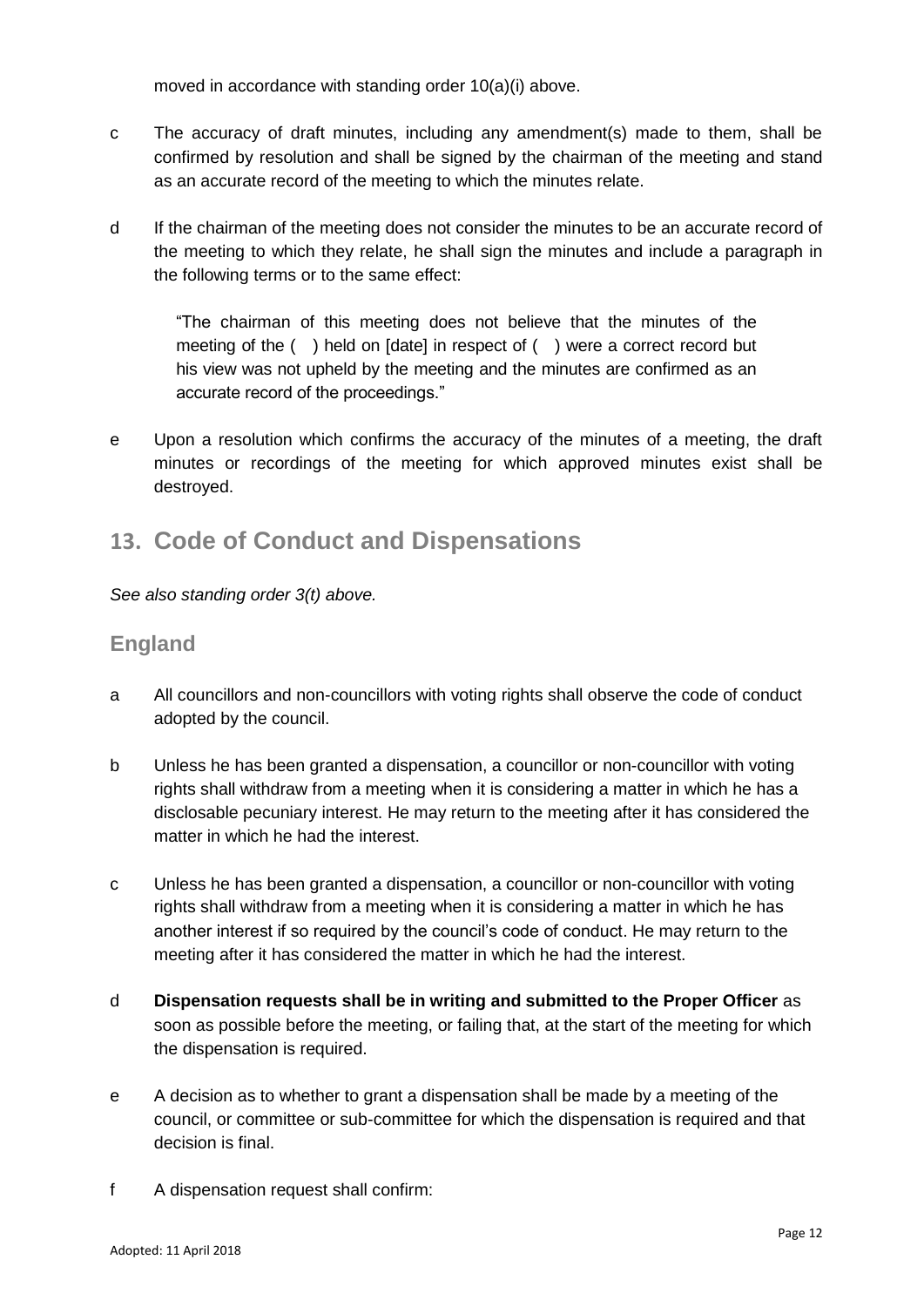moved in accordance with standing order 10(a)(i) above.

c The accuracy of draft minutes, including any amendment(s) made to them, shall be confirmed by resolution and shall be signed by the chairman of the meeting and stand as an accurate record of the meeting to which the minutes relate.

d If the chairman of the meeting does not consider the minutes to be an accurate record of the meeting to which they relate, he shall sign the minutes and include a paragraph in the following terms or to the same effect:

> "The chairman of this meeting does not believe that the minutes of the meeting of the ( ) held on [date] in respect of ( ) were a correct record but his view was not upheld by the meeting and the minutes are confirmed as an accurate record of the proceedings."

e Upon a resolution which confirms the accuracy of the minutes of a meeting, the draft minutes or recordings of the meeting for which approved minutes exist shall be destroyed.

## 13. Code of Conduct and Dispensations

*See also standing order 3(t) above.*

### England

a All councillors and non-councillors with voting rights shall observe the code of conduct adopted by the council.

b Unless he has been granted a dispensation, a councillor or non-councillor with voting rights shall withdraw from a meeting when it is considering a matter in which he has a disclosable pecuniary interest. He may return to the meeting after it has considered the matter in which he had the interest.

c Unless he has been granted a dispensation, a councillor or non-councillor with voting rights shall withdraw from a meeting when it is considering a matter in which he has another interest if so required by the council's code of conduct. He may return to the meeting after it has considered the matter in which he had the interest.

d **Dispensation requests shall be in writing and submitted to the Proper Officer** as soon as possible before the meeting, or failing that, at the start of the meeting for which the dispensation is required.

e A decision as to whether to grant a dispensation shall be made by a meeting of the council, or committee or sub-committee for which the dispensation is required and that decision is final.

f A dispensation request shall confirm:

Adopted: 11 April 2018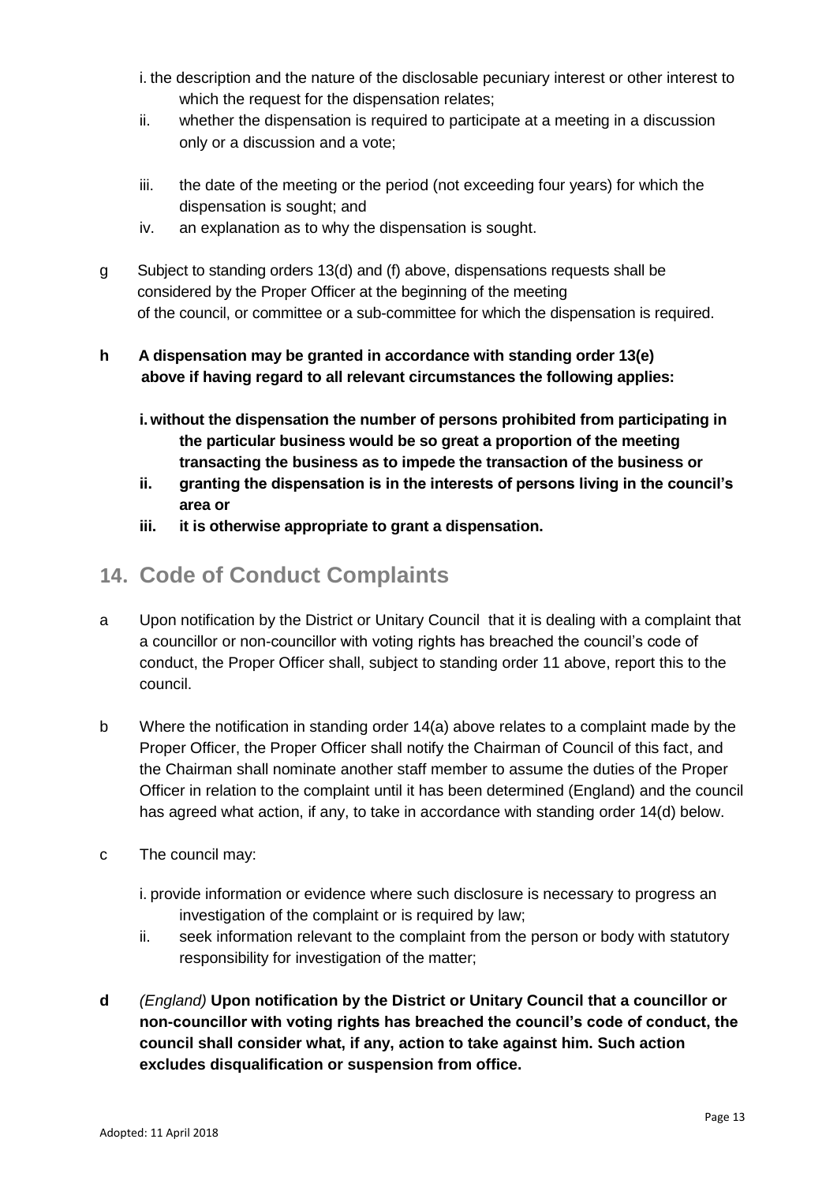i. the description and the nature of the disclosable pecuniary interest or other interest to which the request for the dispensation relates;
ii. whether the dispensation is required to participate at a meeting in a discussion only or a discussion and a vote;
iii. the date of the meeting or the period (not exceeding four years) for which the dispensation is sought; and
iv. an explanation as to why the dispensation is sought.

g Subject to standing orders 13(d) and (f) above, dispensations requests shall be considered by the Proper Officer at the beginning of the meeting of the council, or committee or a sub-committee for which the dispensation is required.

**h A dispensation may be granted in accordance with standing order 13(e) above if having regard to all relevant circumstances the following applies:**

**i. without the dispensation the number of persons prohibited from participating in the particular business would be so great a proportion of the meeting transacting the business as to impede the transaction of the business or**
**ii. granting the dispensation is in the interests of persons living in the council's area or**
**iii. it is otherwise appropriate to grant a dispensation.**

## 14. Code of Conduct Complaints

a Upon notification by the District or Unitary Council that it is dealing with a complaint that a councillor or non-councillor with voting rights has breached the council's code of conduct, the Proper Officer shall, subject to standing order 11 above, report this to the council.

b Where the notification in standing order 14(a) above relates to a complaint made by the Proper Officer, the Proper Officer shall notify the Chairman of Council of this fact, and the Chairman shall nominate another staff member to assume the duties of the Proper Officer in relation to the complaint until it has been determined (England) and the council has agreed what action, if any, to take in accordance with standing order 14(d) below.

c The council may:

i. provide information or evidence where such disclosure is necessary to progress an investigation of the complaint or is required by law;
ii. seek information relevant to the complaint from the person or body with statutory responsibility for investigation of the matter;

**d** *(England)* **Upon notification by the District or Unitary Council that a councillor or non-councillor with voting rights has breached the council's code of conduct, the council shall consider what, if any, action to take against him. Such action excludes disqualification or suspension from office.**

Adopted: 11 April 2018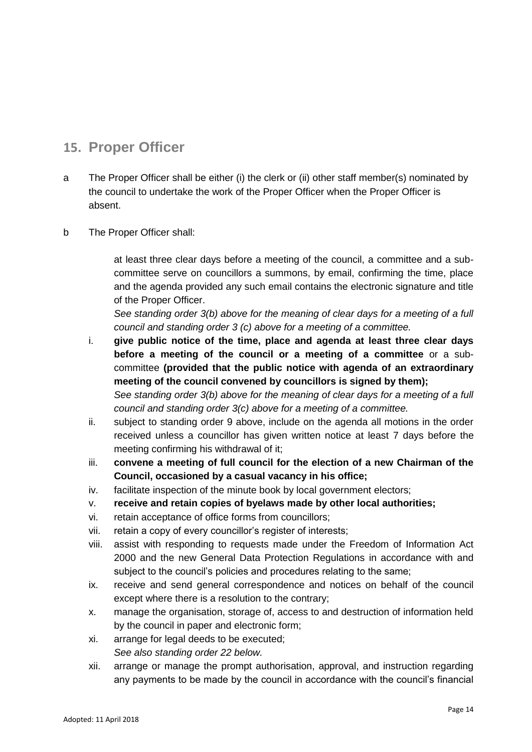## 15. Proper Officer

a The Proper Officer shall be either (i) the clerk or (ii) other staff member(s) nominated by the council to undertake the work of the Proper Officer when the Proper Officer is absent.

b The Proper Officer shall:

at least three clear days before a meeting of the council, a committee and a sub-committee serve on councillors a summons, by email, confirming the time, place and the agenda provided any such email contains the electronic signature and title of the Proper Officer.
*See standing order 3(b) above for the meaning of clear days for a meeting of a full council and standing order 3 (c) above for a meeting of a committee.*

i. **give public notice of the time, place and agenda at least three clear days before a meeting of the council or a meeting of a committee** or a sub-committee **(provided that the public notice with agenda of an extraordinary meeting of the council convened by councillors is signed by them);**
*See standing order 3(b) above for the meaning of clear days for a meeting of a full council and standing order 3(c) above for a meeting of a committee.*
ii. subject to standing order 9 above, include on the agenda all motions in the order received unless a councillor has given written notice at least 7 days before the meeting confirming his withdrawal of it;
iii. **convene a meeting of full council for the election of a new Chairman of the Council, occasioned by a casual vacancy in his office;**
iv. facilitate inspection of the minute book by local government electors;
v. **receive and retain copies of byelaws made by other local authorities;**
vi. retain acceptance of office forms from councillors;
vii. retain a copy of every councillor's register of interests;
viii. assist with responding to requests made under the Freedom of Information Act 2000 and the new General Data Protection Regulations in accordance with and subject to the council's policies and procedures relating to the same;
ix. receive and send general correspondence and notices on behalf of the council except where there is a resolution to the contrary;
x. manage the organisation, storage of, access to and destruction of information held by the council in paper and electronic form;
xi. arrange for legal deeds to be executed;
*See also standing order 22 below.*
xii. arrange or manage the prompt authorisation, approval, and instruction regarding any payments to be made by the council in accordance with the council's financial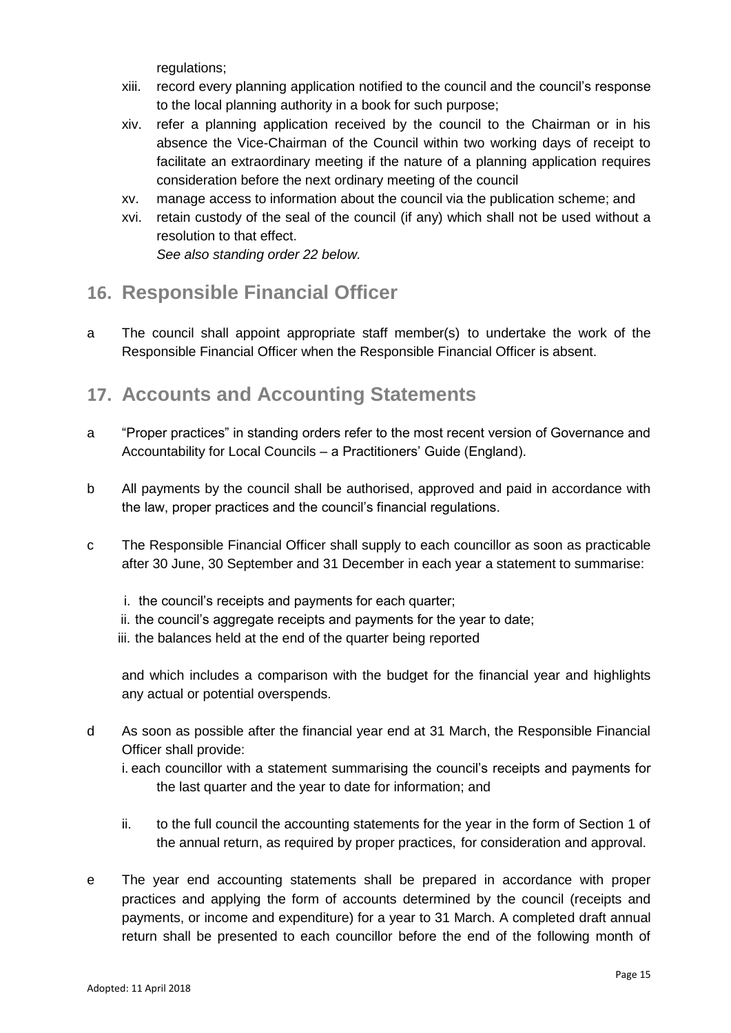regulations;

xiii. record every planning application notified to the council and the council's response to the local planning authority in a book for such purpose;

xiv. refer a planning application received by the council to the Chairman or in his absence the Vice-Chairman of the Council within two working days of receipt to facilitate an extraordinary meeting if the nature of a planning application requires consideration before the next ordinary meeting of the council

xv. manage access to information about the council via the publication scheme; and

xvi. retain custody of the seal of the council (if any) which shall not be used without a resolution to that effect.
*See also standing order 22 below.*

## 16. Responsible Financial Officer

a The council shall appoint appropriate staff member(s) to undertake the work of the Responsible Financial Officer when the Responsible Financial Officer is absent.

## 17. Accounts and Accounting Statements

a "Proper practices" in standing orders refer to the most recent version of Governance and Accountability for Local Councils – a Practitioners' Guide (England).

b All payments by the council shall be authorised, approved and paid in accordance with the law, proper practices and the council's financial regulations.

c The Responsible Financial Officer shall supply to each councillor as soon as practicable after 30 June, 30 September and 31 December in each year a statement to summarise:

i. the council's receipts and payments for each quarter;
ii. the council's aggregate receipts and payments for the year to date;
iii. the balances held at the end of the quarter being reported

and which includes a comparison with the budget for the financial year and highlights any actual or potential overspends.

d As soon as possible after the financial year end at 31 March, the Responsible Financial Officer shall provide:

i. each councillor with a statement summarising the council's receipts and payments for the last quarter and the year to date for information; and

ii. to the full council the accounting statements for the year in the form of Section 1 of the annual return, as required by proper practices, for consideration and approval.

e The year end accounting statements shall be prepared in accordance with proper practices and applying the form of accounts determined by the council (receipts and payments, or income and expenditure) for a year to 31 March. A completed draft annual return shall be presented to each councillor before the end of the following month of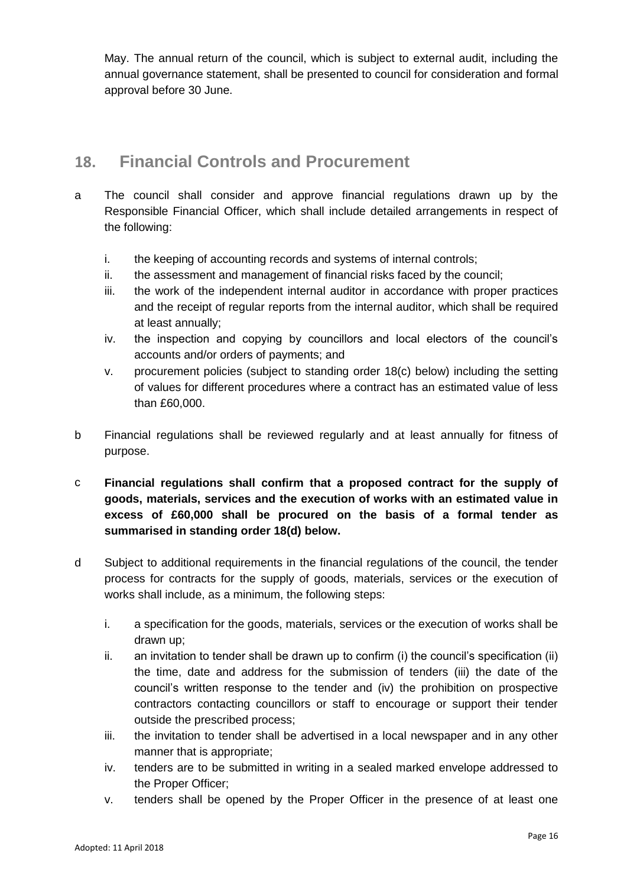May. The annual return of the council, which is subject to external audit, including the annual governance statement, shall be presented to council for consideration and formal approval before 30 June.

## 18. Financial Controls and Procurement

a The council shall consider and approve financial regulations drawn up by the Responsible Financial Officer, which shall include detailed arrangements in respect of the following:

   i. the keeping of accounting records and systems of internal controls;
   ii. the assessment and management of financial risks faced by the council;
   iii. the work of the independent internal auditor in accordance with proper practices and the receipt of regular reports from the internal auditor, which shall be required at least annually;
   iv. the inspection and copying by councillors and local electors of the council's accounts and/or orders of payments; and
   v. procurement policies (subject to standing order 18(c) below) including the setting of values for different procedures where a contract has an estimated value of less than £60,000.

b Financial regulations shall be reviewed regularly and at least annually for fitness of purpose.

c **Financial regulations shall confirm that a proposed contract for the supply of goods, materials, services and the execution of works with an estimated value in excess of £60,000 shall be procured on the basis of a formal tender as summarised in standing order 18(d) below.**

d Subject to additional requirements in the financial regulations of the council, the tender process for contracts for the supply of goods, materials, services or the execution of works shall include, as a minimum, the following steps:

   i. a specification for the goods, materials, services or the execution of works shall be drawn up;
   ii. an invitation to tender shall be drawn up to confirm (i) the council's specification (ii) the time, date and address for the submission of tenders (iii) the date of the council's written response to the tender and (iv) the prohibition on prospective contractors contacting councillors or staff to encourage or support their tender outside the prescribed process;
   iii. the invitation to tender shall be advertised in a local newspaper and in any other manner that is appropriate;
   iv. tenders are to be submitted in writing in a sealed marked envelope addressed to the Proper Officer;
   v. tenders shall be opened by the Proper Officer in the presence of at least one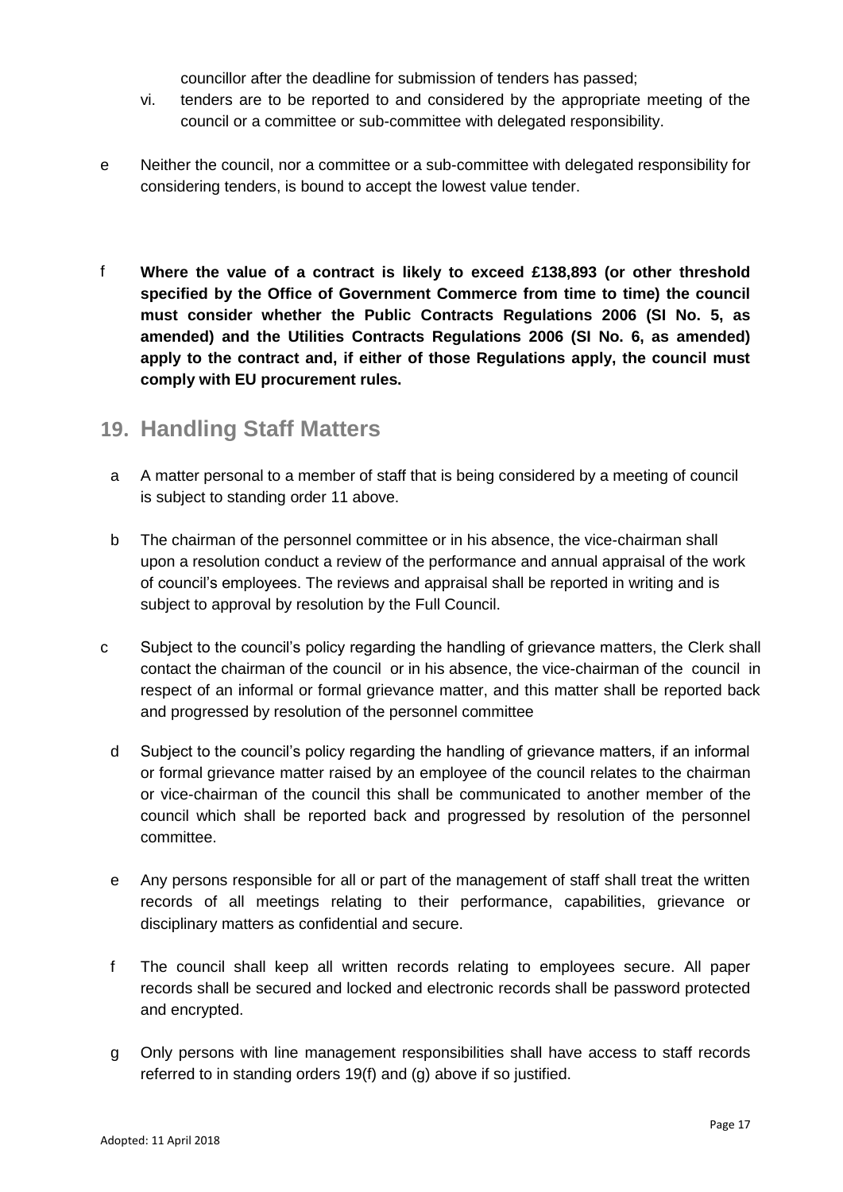councillor after the deadline for submission of tenders has passed;

vi. tenders are to be reported to and considered by the appropriate meeting of the council or a committee or sub-committee with delegated responsibility.

e Neither the council, nor a committee or a sub-committee with delegated responsibility for considering tenders, is bound to accept the lowest value tender.

f **Where the value of a contract is likely to exceed £138,893 (or other threshold specified by the Office of Government Commerce from time to time) the council must consider whether the Public Contracts Regulations 2006 (SI No. 5, as amended) and the Utilities Contracts Regulations 2006 (SI No. 6, as amended) apply to the contract and, if either of those Regulations apply, the council must comply with EU procurement rules.**

## 19. Handling Staff Matters

a A matter personal to a member of staff that is being considered by a meeting of council is subject to standing order 11 above.

b The chairman of the personnel committee or in his absence, the vice-chairman shall upon a resolution conduct a review of the performance and annual appraisal of the work of council's employees. The reviews and appraisal shall be reported in writing and is subject to approval by resolution by the Full Council.

c Subject to the council's policy regarding the handling of grievance matters, the Clerk shall contact the chairman of the council or in his absence, the vice-chairman of the council in respect of an informal or formal grievance matter, and this matter shall be reported back and progressed by resolution of the personnel committee

d Subject to the council's policy regarding the handling of grievance matters, if an informal or formal grievance matter raised by an employee of the council relates to the chairman or vice-chairman of the council this shall be communicated to another member of the council which shall be reported back and progressed by resolution of the personnel committee.

e Any persons responsible for all or part of the management of staff shall treat the written records of all meetings relating to their performance, capabilities, grievance or disciplinary matters as confidential and secure.

f The council shall keep all written records relating to employees secure. All paper records shall be secured and locked and electronic records shall be password protected and encrypted.

g Only persons with line management responsibilities shall have access to staff records referred to in standing orders 19(f) and (g) above if so justified.

Adopted: 11 April 2018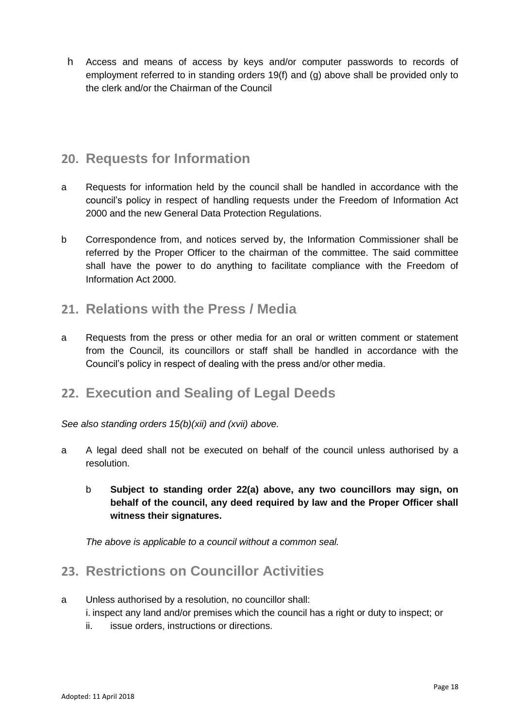h Access and means of access by keys and/or computer passwords to records of employment referred to in standing orders 19(f) and (g) above shall be provided only to the clerk and/or the Chairman of the Council

## 20. Requests for Information

a Requests for information held by the council shall be handled in accordance with the council's policy in respect of handling requests under the Freedom of Information Act 2000 and the new General Data Protection Regulations.

b Correspondence from, and notices served by, the Information Commissioner shall be referred by the Proper Officer to the chairman of the committee. The said committee shall have the power to do anything to facilitate compliance with the Freedom of Information Act 2000.

## 21. Relations with the Press / Media

a Requests from the press or other media for an oral or written comment or statement from the Council, its councillors or staff shall be handled in accordance with the Council's policy in respect of dealing with the press and/or other media.

## 22. Execution and Sealing of Legal Deeds

*See also standing orders 15(b)(xii) and (xvii) above.*

a A legal deed shall not be executed on behalf of the council unless authorised by a resolution.

b **Subject to standing order 22(a) above, any two councillors may sign, on behalf of the council, any deed required by law and the Proper Officer shall witness their signatures.**

*The above is applicable to a council without a common seal.*

## 23. Restrictions on Councillor Activities

a Unless authorised by a resolution, no councillor shall:

i. inspect any land and/or premises which the council has a right or duty to inspect; or

ii. issue orders, instructions or directions.

Adopted: 11 April 2018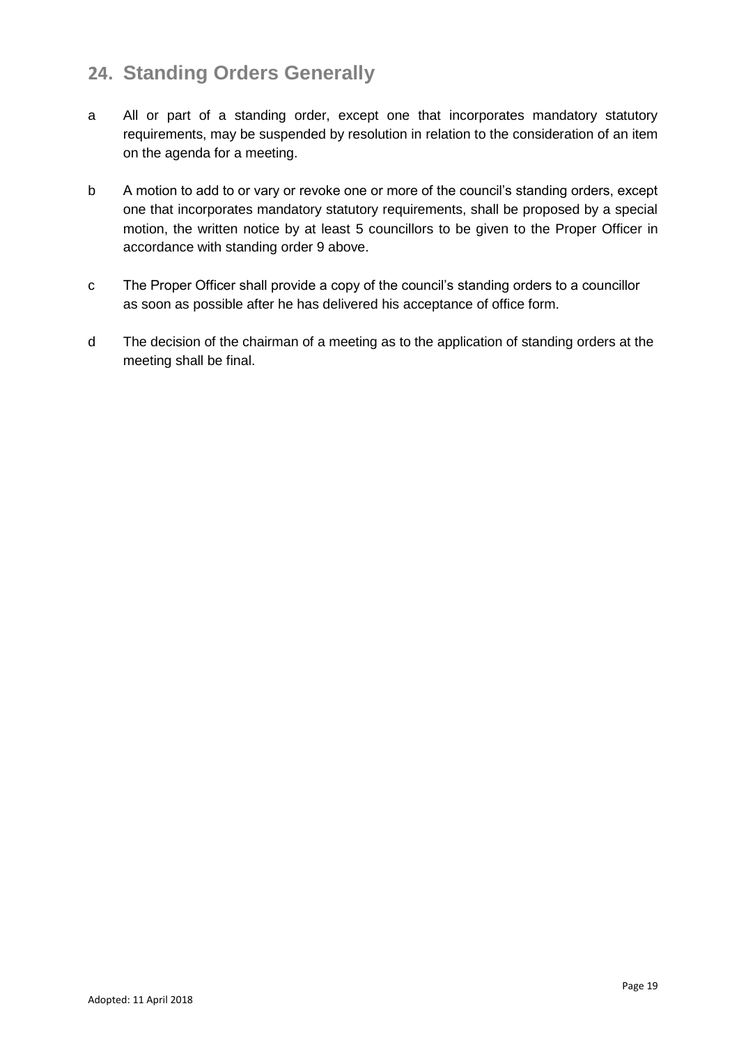## 24. Standing Orders Generally

a All or part of a standing order, except one that incorporates mandatory statutory requirements, may be suspended by resolution in relation to the consideration of an item on the agenda for a meeting.

b A motion to add to or vary or revoke one or more of the council's standing orders, except one that incorporates mandatory statutory requirements, shall be proposed by a special motion, the written notice by at least 5 councillors to be given to the Proper Officer in accordance with standing order 9 above.

c The Proper Officer shall provide a copy of the council's standing orders to a councillor as soon as possible after he has delivered his acceptance of office form.

d The decision of the chairman of a meeting as to the application of standing orders at the meeting shall be final.

Adopted: 11 April 2018